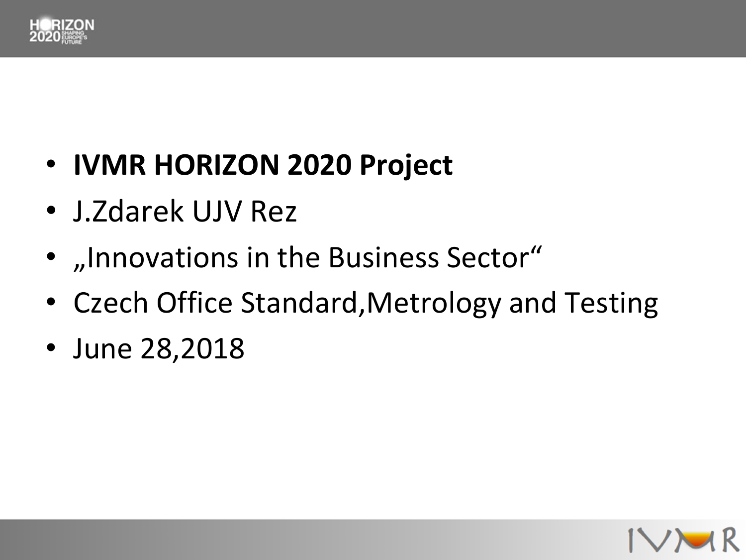- **IVMR HORIZON 2020 Project**
- J.Zdarek UJV Rez
- „Innovations in the Business Sector“
- Czech Office Standard,Metrology and Testing
- June 28,2018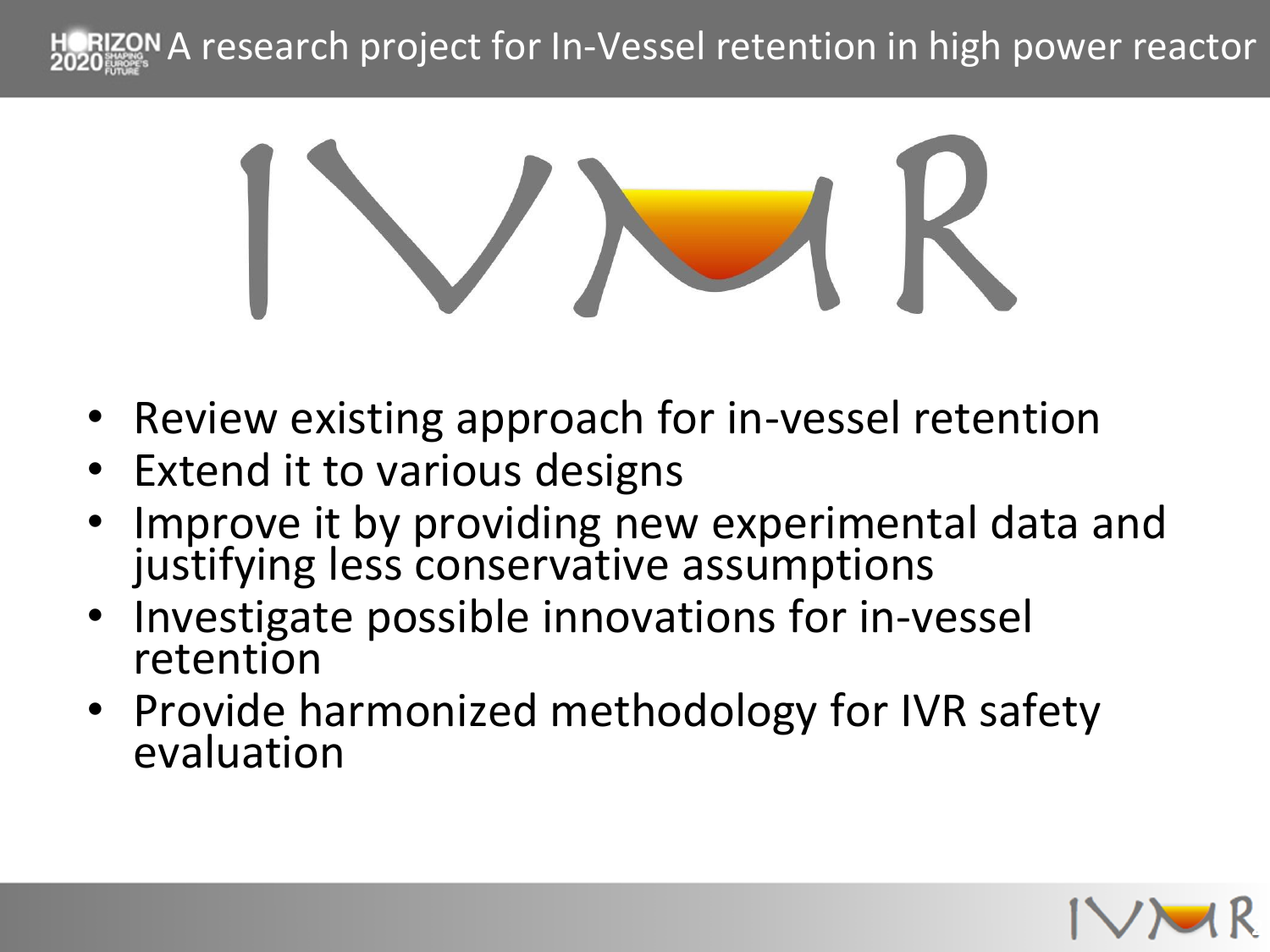# A research project for In-Vessel retention in high power reactor

IVMR

- Review existing approach for in-vessel retention
- Extend it to various designs
- Improve it by providing new experimental data and justifying less conservative assumptions
- Investigate possible innovations for in-vessel retention
- Provide harmonized methodology for IVR safety evaluation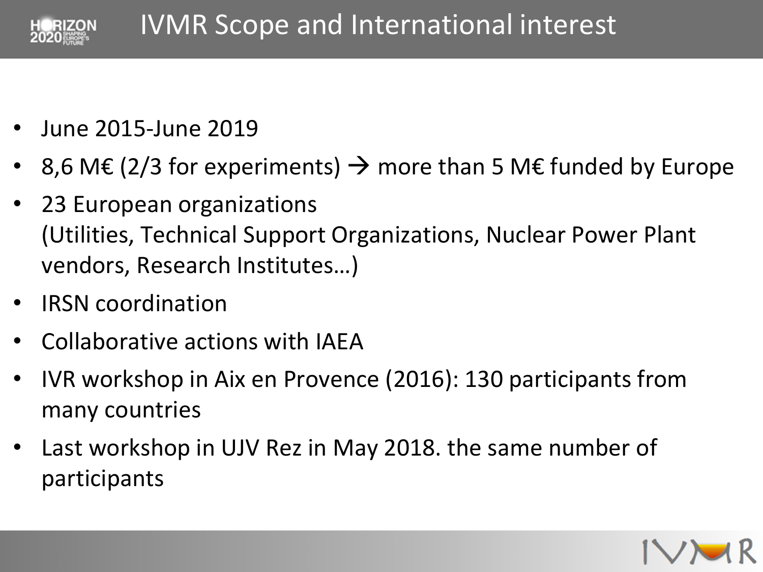# IVMR Scope and International interest

- June 2015-June 2019
- 8,6 M€ (2/3 for experiments) → more than 5 M€ funded by Europe
- 23 European organizations
  (Utilities, Technical Support Organizations, Nuclear Power Plant vendors, Research Institutes…)
- IRSN coordination
- Collaborative actions with IAEA
- IVR workshop in Aix en Provence (2016): 130 participants from many countries
- Last workshop in UJV Rez in May 2018. the same number of participants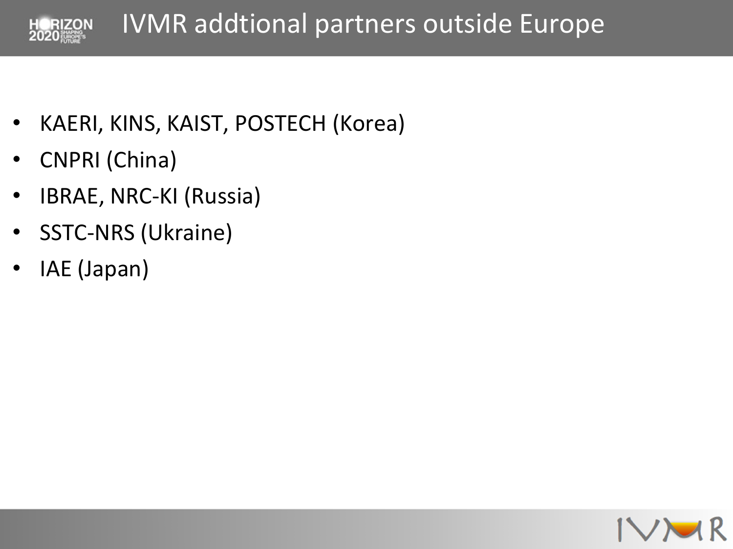# IVMR addtional partners outside Europe

- KAERI, KINS, KAIST, POSTECH (Korea)
- CNPRI (China)
- IBRAE, NRC-KI (Russia)
- SSTC-NRS (Ukraine)
- IAE (Japan)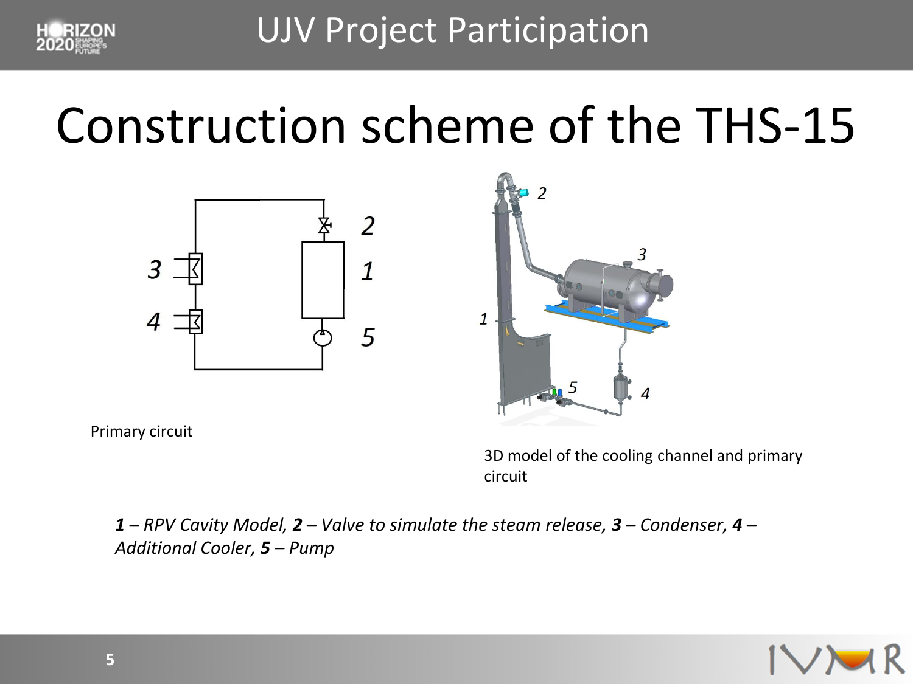## UJV Project Participation

# Construction scheme of the THS-15

Primary circuit

3D model of the cooling channel and primary circuit

***1** – RPV Cavity Model, **2** – Valve to simulate the steam release, **3** – Condenser, **4** – Additional Cooler, **5** – Pump*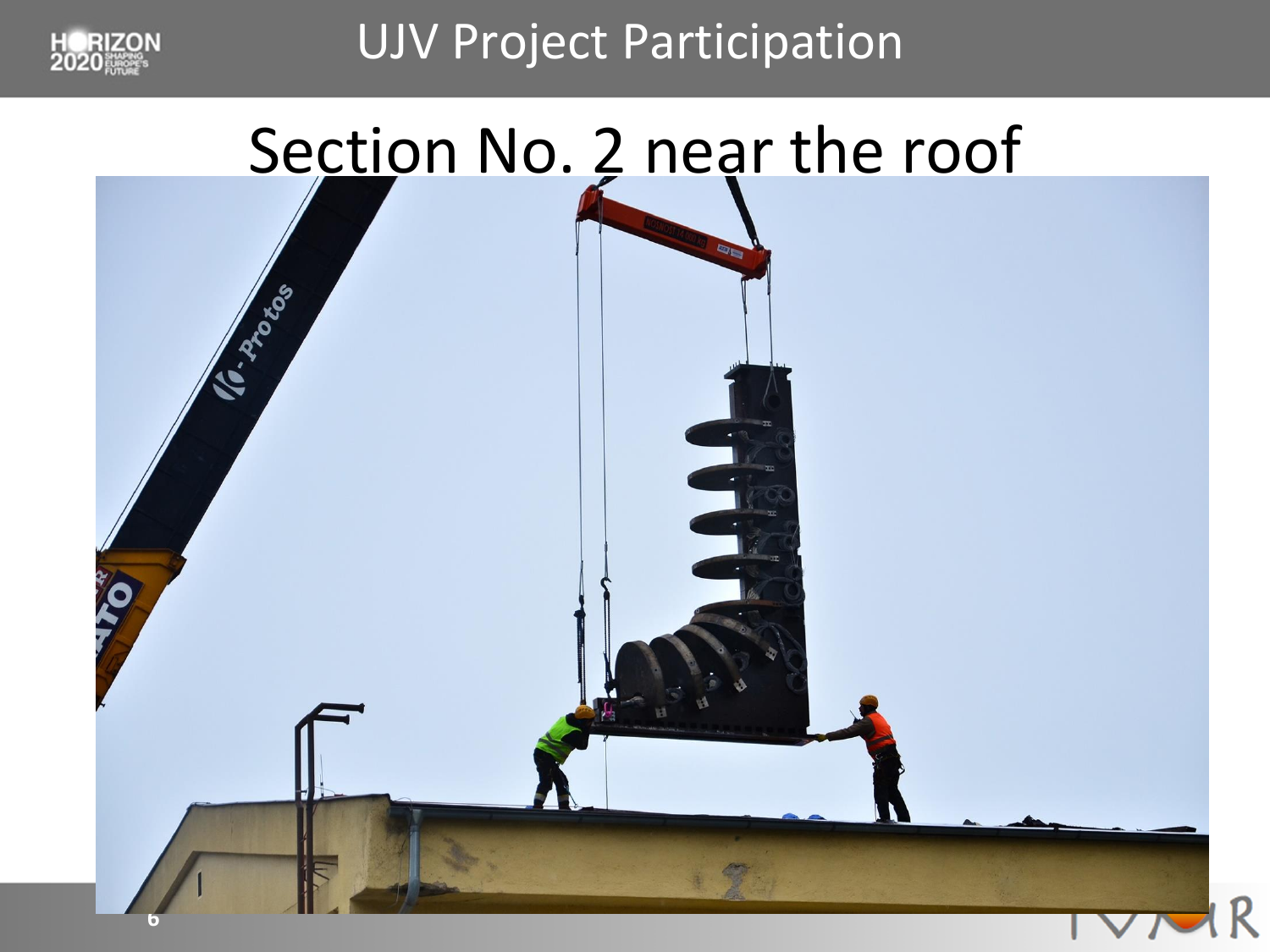# UJV Project Participation

## Section No. 2 near the roof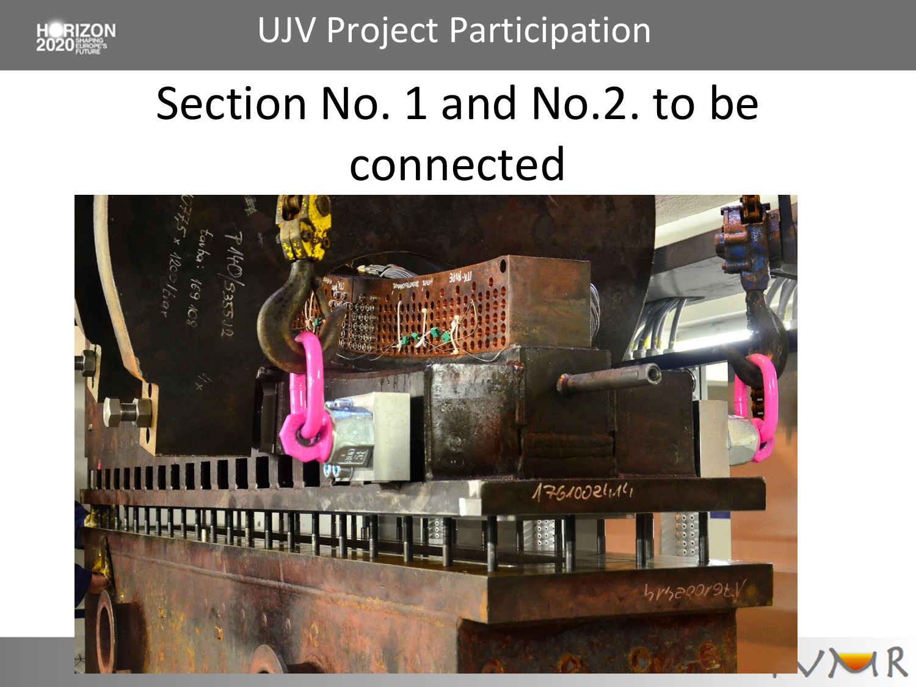# UJV Project Participation

## Section No. 1 and No.2. to be connected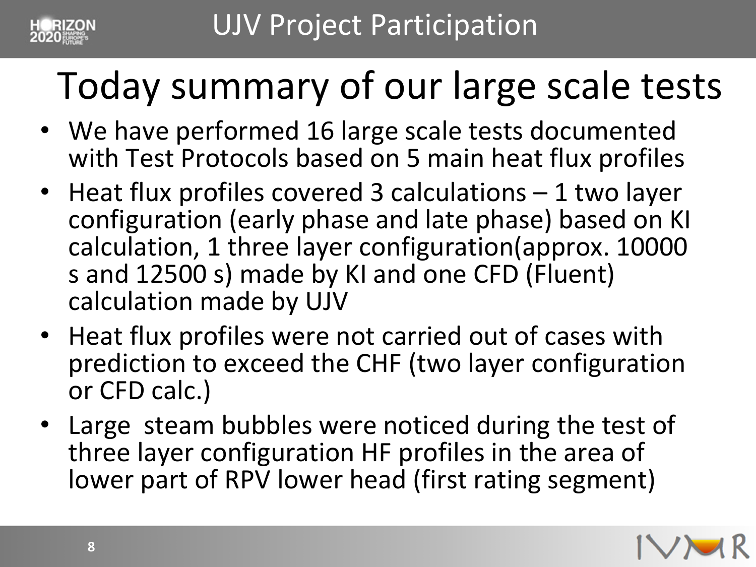# UJV Project Participation

## Today summary of our large scale tests

- We have performed 16 large scale tests documented with Test Protocols based on 5 main heat flux profiles
- Heat flux profiles covered 3 calculations – 1 two layer configuration (early phase and late phase) based on KI calculation, 1 three layer configuration(approx. 10000 s and 12500 s) made by KI and one CFD (Fluent) calculation made by UJV
- Heat flux profiles were not carried out of cases with prediction to exceed the CHF (two layer configuration or CFD calc.)
- Large steam bubbles were noticed during the test of three layer configuration HF profiles in the area of lower part of RPV lower head (first rating segment)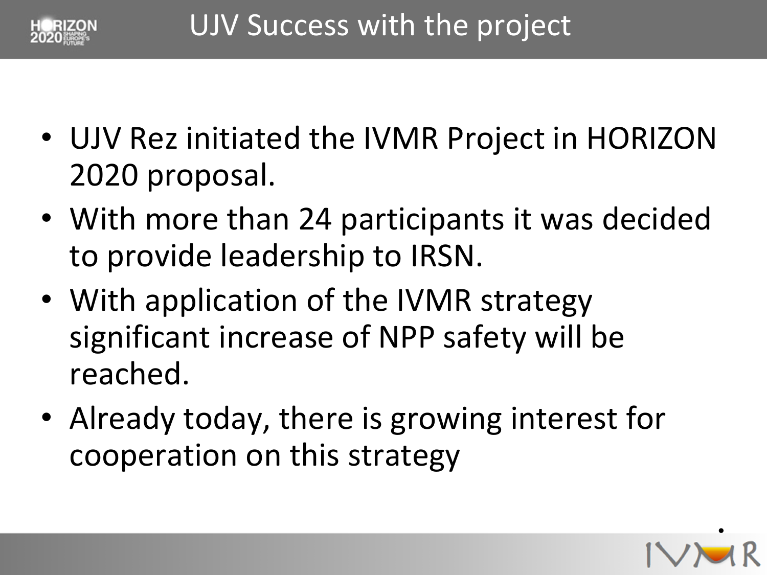# UJV Success with the project

- UJV Rez initiated the IVMR Project in HORIZON 2020 proposal.
- With more than 24 participants it was decided to provide leadership to IRSN.
- With application of the IVMR strategy significant increase of NPP safety will be reached.
- Already today, there is growing interest for cooperation on this strategy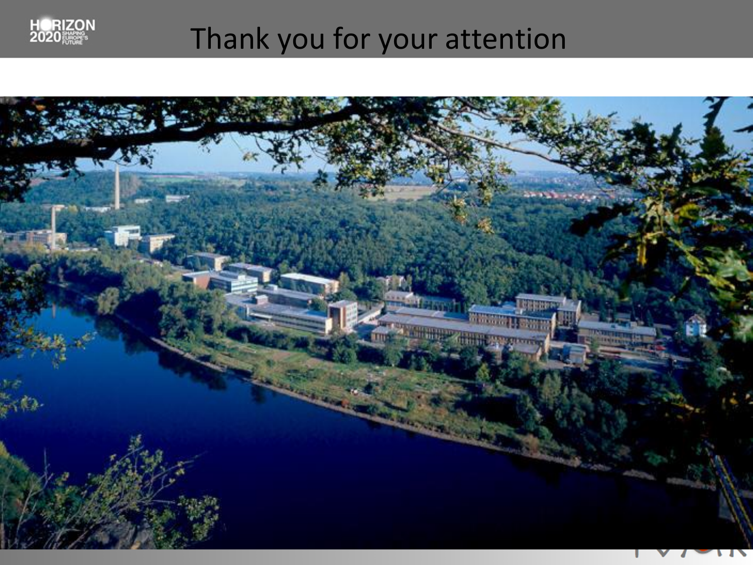# Thank you for your attention